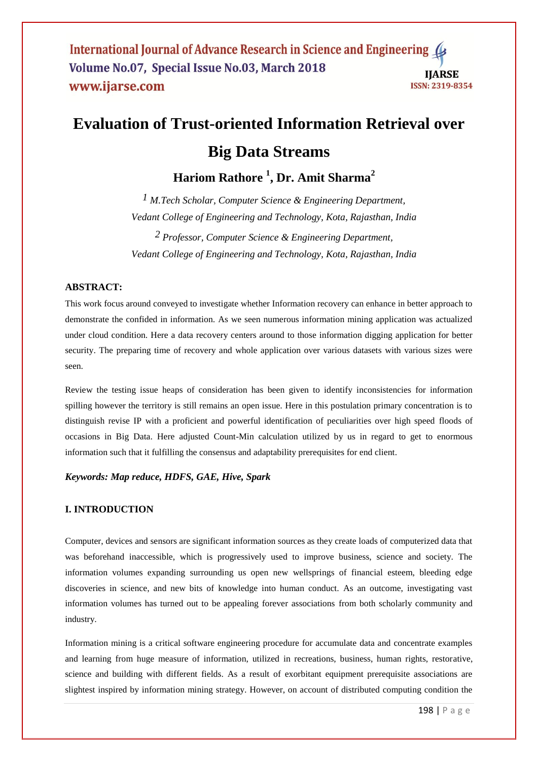# Evaluation of Trust-oriented Information Retrieval over Big Data Streams

**Hariom Rathore [1], Dr. Amit Sharma[2]**

*[1] M.Tech Scholar, Computer Science & Engineering Department, Vedant College of Engineering and Technology, Kota, Rajasthan, India*

*[2] Professor, Computer Science & Engineering Department, Vedant College of Engineering and Technology, Kota, Rajasthan, India*

## ABSTRACT:

This work focus around conveyed to investigate whether Information recovery can enhance in better approach to demonstrate the confided in information. As we seen numerous information mining application was actualized under cloud condition. Here a data recovery centers around to those information digging application for better security. The preparing time of recovery and whole application over various datasets with various sizes were seen.

Review the testing issue heaps of consideration has been given to identify inconsistencies for information spilling however the territory is still remains an open issue. Here in this postulation primary concentration is to distinguish revise IP with a proficient and powerful identification of peculiarities over high speed floods of occasions in Big Data. Here adjusted Count-Min calculation utilized by us in regard to get to enormous information such that it fulfilling the consensus and adaptability prerequisites for end client.

***Keywords: Map reduce, HDFS, GAE, Hive, Spark***

## I. INTRODUCTION

Computer, devices and sensors are significant information sources as they create loads of computerized data that was beforehand inaccessible, which is progressively used to improve business, science and society. The information volumes expanding surrounding us open new wellsprings of financial esteem, bleeding edge discoveries in science, and new bits of knowledge into human conduct. As an outcome, investigating vast information volumes has turned out to be appealing forever associations from both scholarly community and industry.

Information mining is a critical software engineering procedure for accumulate data and concentrate examples and learning from huge measure of information, utilized in recreations, business, human rights, restorative, science and building with different fields. As a result of exorbitant equipment prerequisite associations are slightest inspired by information mining strategy. However, on account of distributed computing condition the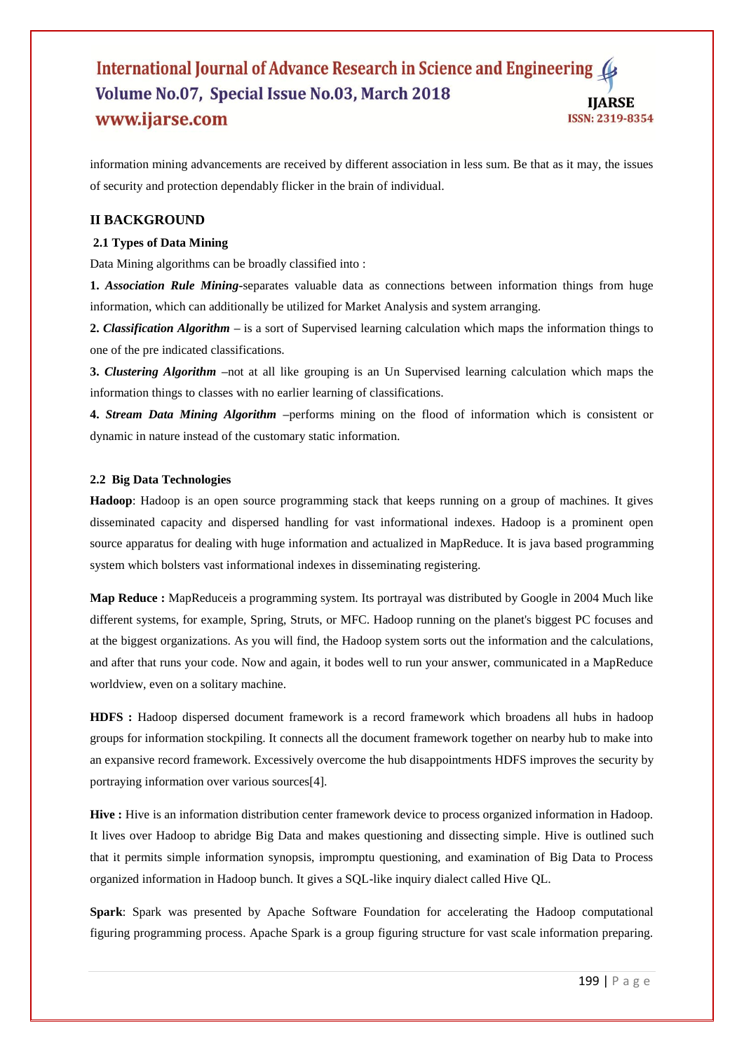information mining advancements are received by different association in less sum. Be that as it may, the issues of security and protection dependably flicker in the brain of individual.

## II BACKGROUND

### 2.1 Types of Data Mining

Data Mining algorithms can be broadly classified into :

**1.** ***Association Rule Mining***-separates valuable data as connections between information things from huge information, which can additionally be utilized for Market Analysis and system arranging.

**2.** ***Classification Algorithm*** – is a sort of Supervised learning calculation which maps the information things to one of the pre indicated classifications.

**3.** ***Clustering Algorithm*** –not at all like grouping is an Un Supervised learning calculation which maps the information things to classes with no earlier learning of classifications.

**4.** ***Stream Data Mining Algorithm*** –performs mining on the flood of information which is consistent or dynamic in nature instead of the customary static information.

### 2.2 Big Data Technologies

**Hadoop**: Hadoop is an open source programming stack that keeps running on a group of machines. It gives disseminated capacity and dispersed handling for vast informational indexes. Hadoop is a prominent open source apparatus for dealing with huge information and actualized in MapReduce. It is java based programming system which bolsters vast informational indexes in disseminating registering.

**Map Reduce :** MapReduceis a programming system. Its portrayal was distributed by Google in 2004 Much like different systems, for example, Spring, Struts, or MFC. Hadoop running on the planet's biggest PC focuses and at the biggest organizations. As you will find, the Hadoop system sorts out the information and the calculations, and after that runs your code. Now and again, it bodes well to run your answer, communicated in a MapReduce worldview, even on a solitary machine.

**HDFS :** Hadoop dispersed document framework is a record framework which broadens all hubs in hadoop groups for information stockpiling. It connects all the document framework together on nearby hub to make into an expansive record framework. Excessively overcome the hub disappointments HDFS improves the security by portraying information over various sources[4].

**Hive :** Hive is an information distribution center framework device to process organized information in Hadoop. It lives over Hadoop to abridge Big Data and makes questioning and dissecting simple. Hive is outlined such that it permits simple information synopsis, impromptu questioning, and examination of Big Data to Process organized information in Hadoop bunch. It gives a SQL-like inquiry dialect called Hive QL.

**Spark**: Spark was presented by Apache Software Foundation for accelerating the Hadoop computational figuring programming process. Apache Spark is a group figuring structure for vast scale information preparing.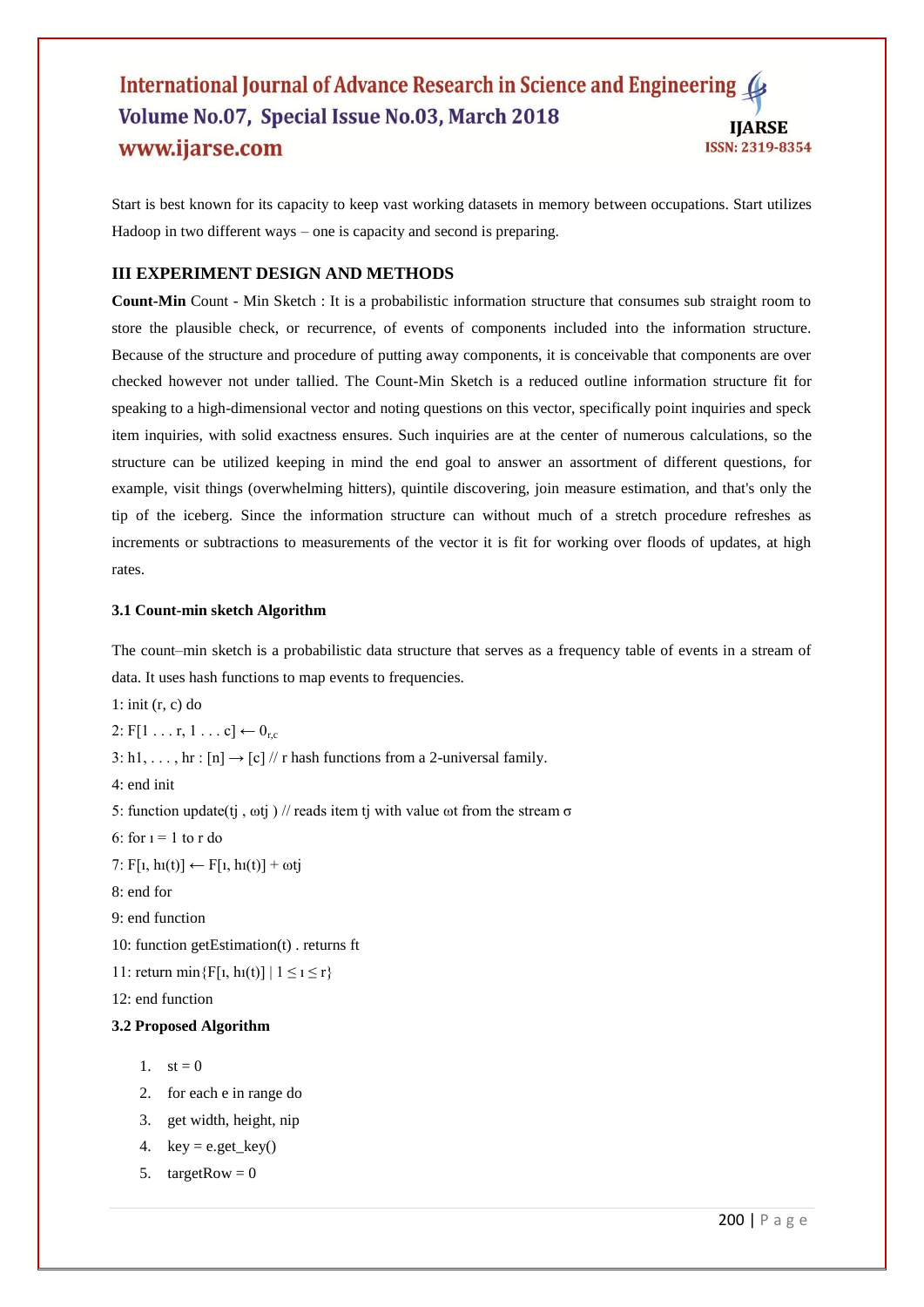Start is best known for its capacity to keep vast working datasets in memory between occupations. Start utilizes Hadoop in two different ways – one is capacity and second is preparing.

## III EXPERIMENT DESIGN AND METHODS

**Count-Min** Count - Min Sketch : It is a probabilistic information structure that consumes sub straight room to store the plausible check, or recurrence, of events of components included into the information structure. Because of the structure and procedure of putting away components, it is conceivable that components are over checked however not under tallied. The Count-Min Sketch is a reduced outline information structure fit for speaking to a high-dimensional vector and noting questions on this vector, specifically point inquiries and speck item inquiries, with solid exactness ensures. Such inquiries are at the center of numerous calculations, so the structure can be utilized keeping in mind the end goal to answer an assortment of different questions, for example, visit things (overwhelming hitters), quintile discovering, join measure estimation, and that's only the tip of the iceberg. Since the information structure can without much of a stretch procedure refreshes as increments or subtractions to measurements of the vector it is fit for working over floods of updates, at high rates.

### 3.1 Count-min sketch Algorithm

The count–min sketch is a probabilistic data structure that serves as a frequency table of events in a stream of data. It uses hash functions to map events to frequencies.

1: init (r, c) do

2: $F[1 \ldots r, 1 \ldots c] \leftarrow 0_{r,c}$

3: $h1, \ldots, hr : [n] \rightarrow [c]$ // r hash functions from a 2-universal family.

4: end init

5: function update(tj , ωtj ) // reads item tj with value ωt from the stream σ

6: for ı = 1 to r do

7: $F[ı, h_ı(t)] \leftarrow F[ı, h_ı(t)] + \omega tj$

8: end for

9: end function

10: function getEstimation(t) . returns ft

11: return $\min\{F[ı, h_ı(t)] \mid 1 \leq ı \leq r\}$

12: end function

### 3.2 Proposed Algorithm

1. st = 0
2. for each e in range do
3. get width, height, nip
4. key = e.get_key()
5. targetRow = 0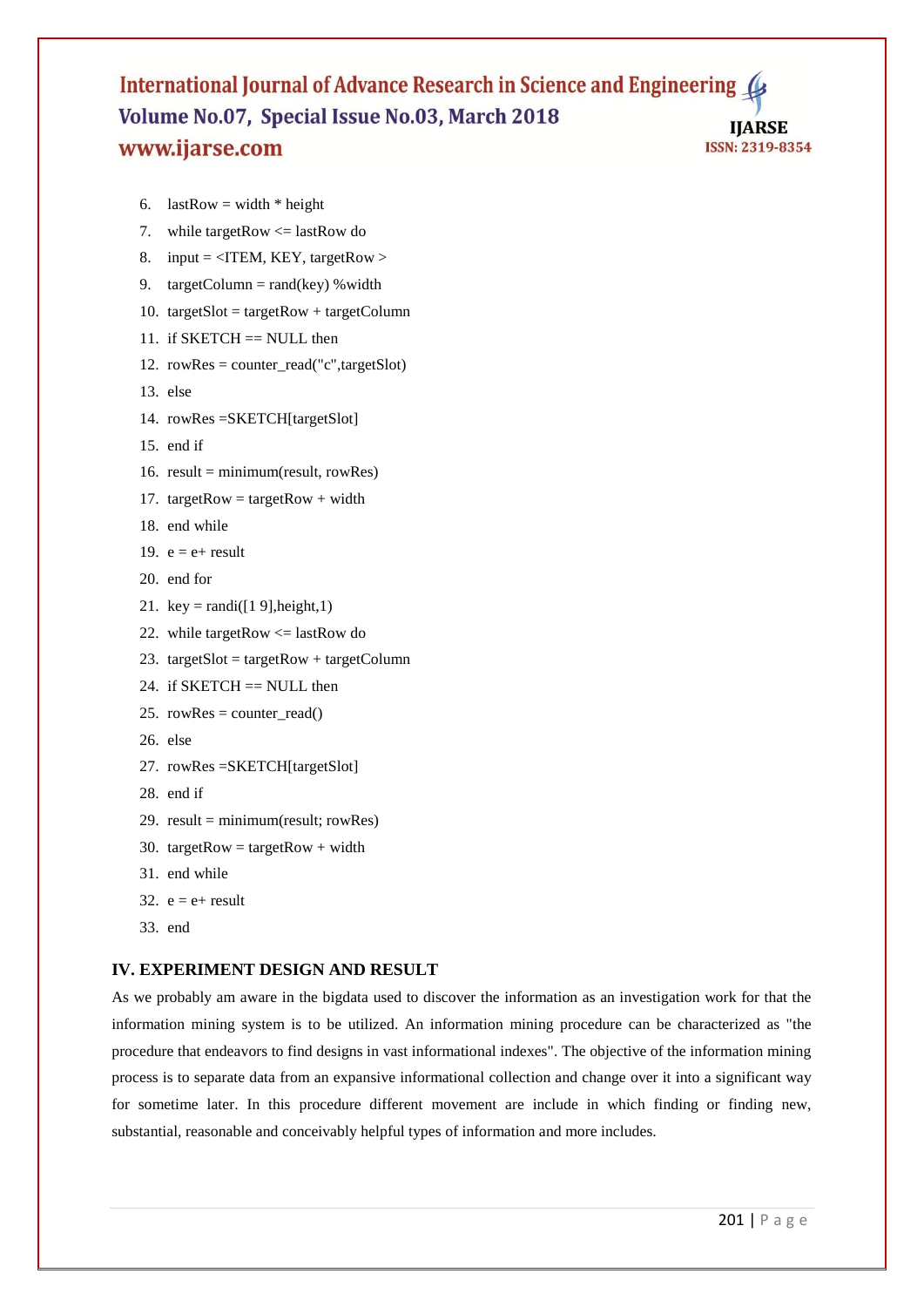6. lastRow = width * height
7. while targetRow <= lastRow do
8. input = <ITEM, KEY, targetRow >
9. targetColumn = rand(key) %width
10. targetSlot = targetRow + targetColumn
11. if SKETCH == NULL then
12. rowRes = counter_read("c",targetSlot)
13. else
14. rowRes =SKETCH[targetSlot]
15. end if
16. result = minimum(result, rowRes)
17. targetRow = targetRow + width
18. end while
19. e = e+ result
20. end for
21. key = randi([1 9],height,1)
22. while targetRow <= lastRow do
23. targetSlot = targetRow + targetColumn
24. if SKETCH == NULL then
25. rowRes = counter_read()
26. else
27. rowRes =SKETCH[targetSlot]
28. end if
29. result = minimum(result; rowRes)
30. targetRow = targetRow + width
31. end while
32. e = e+ result
33. end

## IV. EXPERIMENT DESIGN AND RESULT

As we probably am aware in the bigdata used to discover the information as an investigation work for that the information mining system is to be utilized. An information mining procedure can be characterized as "the procedure that endeavors to find designs in vast informational indexes". The objective of the information mining process is to separate data from an expansive informational collection and change over it into a significant way for sometime later. In this procedure different movement are include in which finding or finding new, substantial, reasonable and conceivably helpful types of information and more includes.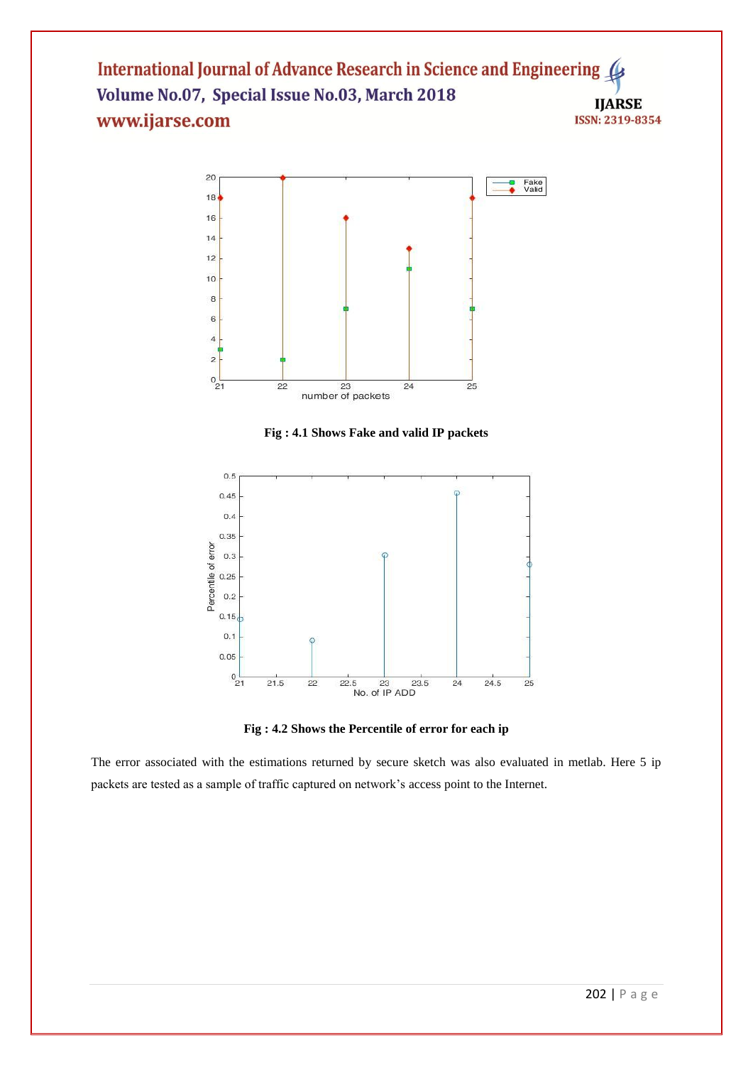**Fig : 4.1 Shows Fake and valid IP packets**

**Fig : 4.2 Shows the Percentile of error for each ip**

The error associated with the estimations returned by secure sketch was also evaluated in metlab. Here 5 ip packets are tested as a sample of traffic captured on network's access point to the Internet.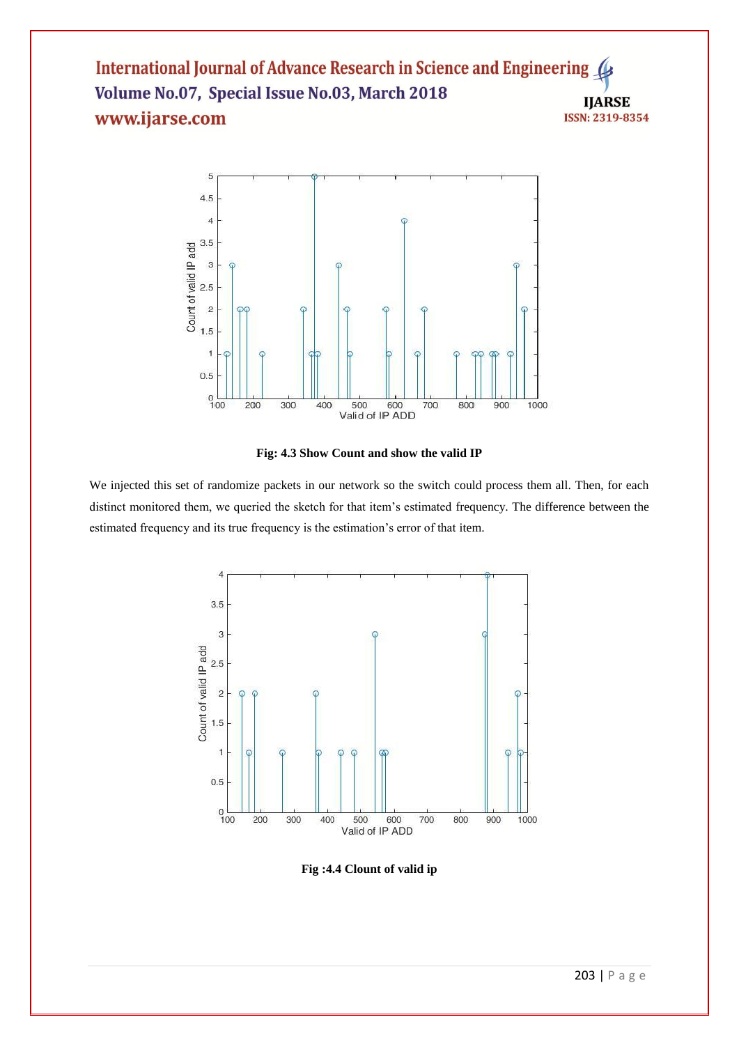Fig: 4.3 Show Count and show the valid IP

We injected this set of randomize packets in our network so the switch could process them all. Then, for each distinct monitored them, we queried the sketch for that item's estimated frequency. The difference between the estimated frequency and its true frequency is the estimation's error of that item.

Fig :4.4 Clount of valid ip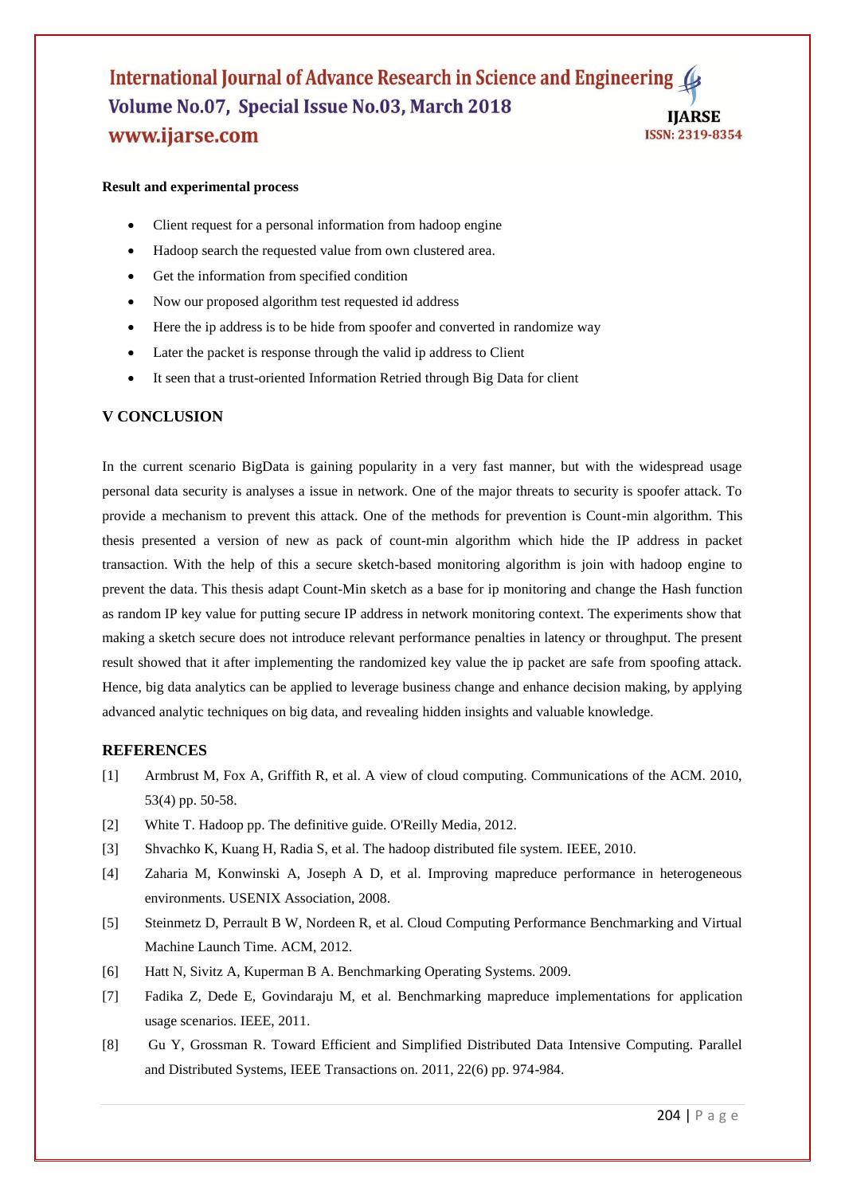**Result and experimental process**

- Client request for a personal information from hadoop engine
- Hadoop search the requested value from own clustered area.
- Get the information from specified condition
- Now our proposed algorithm test requested id address
- Here the ip address is to be hide from spoofer and converted in randomize way
- Later the packet is response through the valid ip address to Client
- It seen that a trust-oriented Information Retried through Big Data for client

## V CONCLUSION

In the current scenario BigData is gaining popularity in a very fast manner, but with the widespread usage personal data security is analyses a issue in network. One of the major threats to security is spoofer attack. To provide a mechanism to prevent this attack. One of the methods for prevention is Count-min algorithm. This thesis presented a version of new as pack of count-min algorithm which hide the IP address in packet transaction. With the help of this a secure sketch-based monitoring algorithm is join with hadoop engine to prevent the data. This thesis adapt Count-Min sketch as a base for ip monitoring and change the Hash function as random IP key value for putting secure IP address in network monitoring context. The experiments show that making a sketch secure does not introduce relevant performance penalties in latency or throughput. The present result showed that it after implementing the randomized key value the ip packet are safe from spoofing attack. Hence, big data analytics can be applied to leverage business change and enhance decision making, by applying advanced analytic techniques on big data, and revealing hidden insights and valuable knowledge.

## REFERENCES

[1] Armbrust M, Fox A, Griffith R, et al. A view of cloud computing. Communications of the ACM. 2010, 53(4) pp. 50-58.

[2] White T. Hadoop pp. The definitive guide. O'Reilly Media, 2012.

[3] Shvachko K, Kuang H, Radia S, et al. The hadoop distributed file system. IEEE, 2010.

[4] Zaharia M, Konwinski A, Joseph A D, et al. Improving mapreduce performance in heterogeneous environments. USENIX Association, 2008.

[5] Steinmetz D, Perrault B W, Nordeen R, et al. Cloud Computing Performance Benchmarking and Virtual Machine Launch Time. ACM, 2012.

[6] Hatt N, Sivitz A, Kuperman B A. Benchmarking Operating Systems. 2009.

[7] Fadika Z, Dede E, Govindaraju M, et al. Benchmarking mapreduce implementations for application usage scenarios. IEEE, 2011.

[8] Gu Y, Grossman R. Toward Efficient and Simplified Distributed Data Intensive Computing. Parallel and Distributed Systems, IEEE Transactions on. 2011, 22(6) pp. 974-984.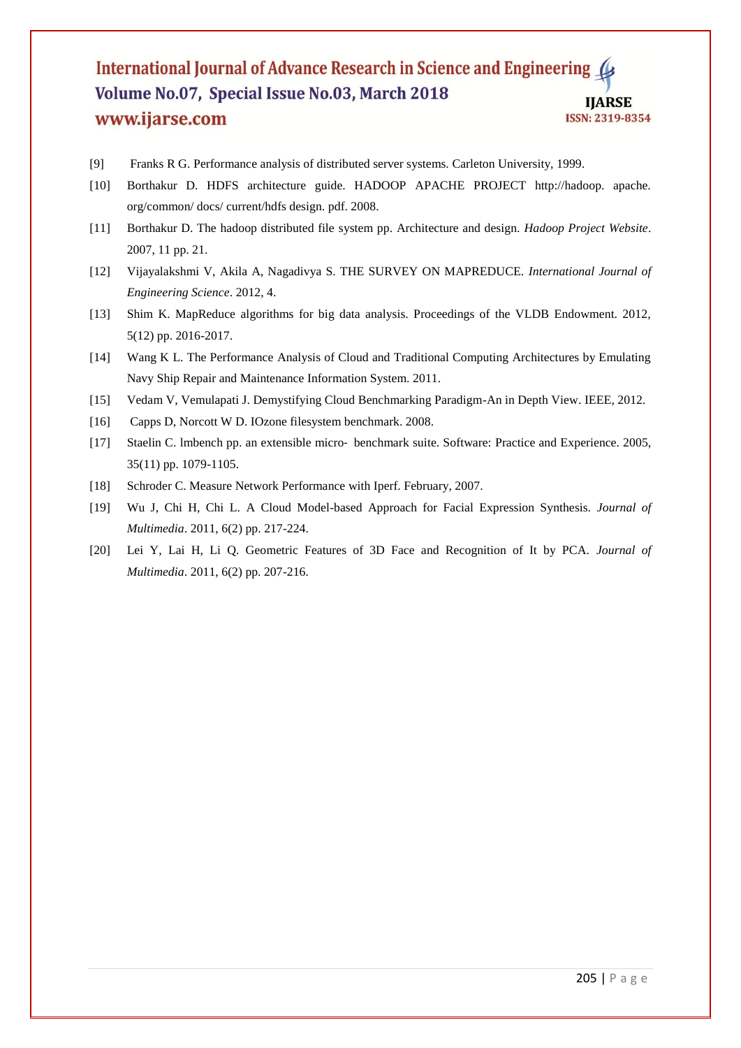[9] Franks R G. Performance analysis of distributed server systems. Carleton University, 1999.

[10] Borthakur D. HDFS architecture guide. HADOOP APACHE PROJECT http://hadoop. apache. org/common/ docs/ current/hdfs design. pdf. 2008.

[11] Borthakur D. The hadoop distributed file system pp. Architecture and design. *Hadoop Project Website*. 2007, 11 pp. 21.

[12] Vijayalakshmi V, Akila A, Nagadivya S. THE SURVEY ON MAPREDUCE. *International Journal of Engineering Science*. 2012, 4.

[13] Shim K. MapReduce algorithms for big data analysis. Proceedings of the VLDB Endowment. 2012, 5(12) pp. 2016-2017.

[14] Wang K L. The Performance Analysis of Cloud and Traditional Computing Architectures by Emulating Navy Ship Repair and Maintenance Information System. 2011.

[15] Vedam V, Vemulapati J. Demystifying Cloud Benchmarking Paradigm-An in Depth View. IEEE, 2012.

[16] Capps D, Norcott W D. IOzone filesystem benchmark. 2008.

[17] Staelin C. lmbench pp. an extensible micro- benchmark suite. Software: Practice and Experience. 2005, 35(11) pp. 1079-1105.

[18] Schroder C. Measure Network Performance with Iperf. February, 2007.

[19] Wu J, Chi H, Chi L. A Cloud Model-based Approach for Facial Expression Synthesis. *Journal of Multimedia*. 2011, 6(2) pp. 217-224.

[20] Lei Y, Lai H, Li Q. Geometric Features of 3D Face and Recognition of It by PCA. *Journal of Multimedia*. 2011, 6(2) pp. 207-216.